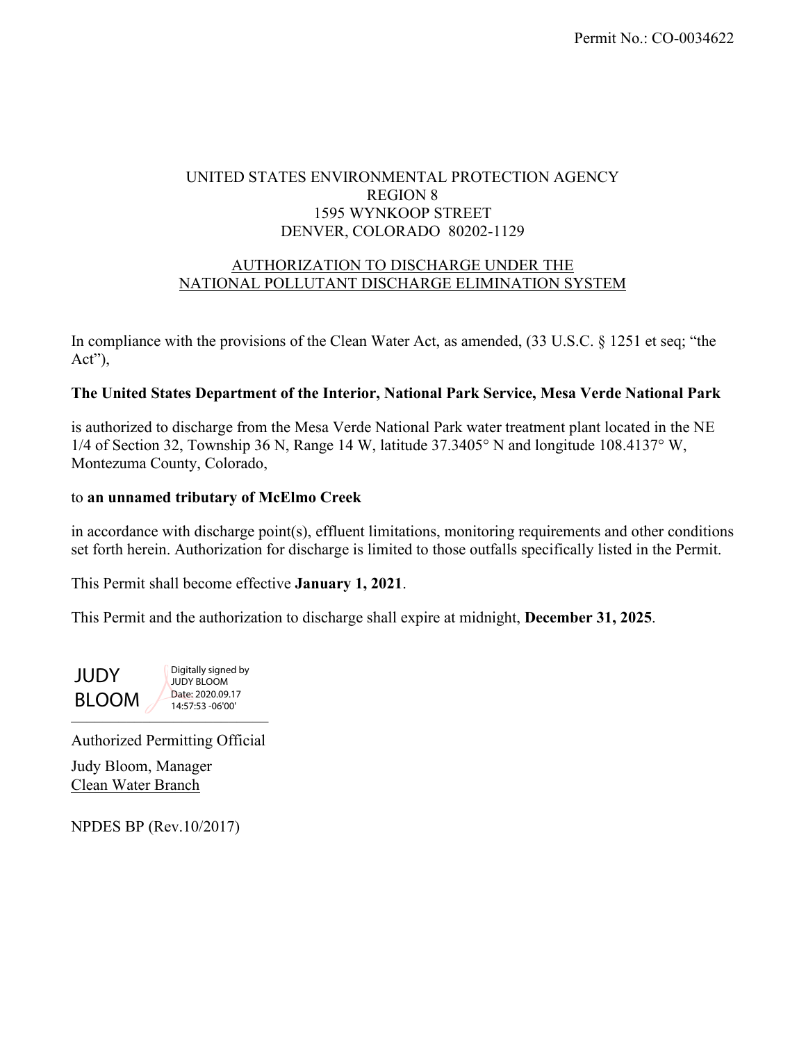Permit No.: CO-0034622

UNITED STATES ENVIRONMENTAL PROTECTION AGENCY
REGION 8
1595 WYNKOOP STREET
DENVER, COLORADO 80202-1129

AUTHORIZATION TO DISCHARGE UNDER THE
NATIONAL POLLUTANT DISCHARGE ELIMINATION SYSTEM

In compliance with the provisions of the Clean Water Act, as amended, (33 U.S.C. § 1251 et seq; "the Act"),

**The United States Department of the Interior, National Park Service, Mesa Verde National Park**

is authorized to discharge from the Mesa Verde National Park water treatment plant located in the NE 1/4 of Section 32, Township 36 N, Range 14 W, latitude 37.3405° N and longitude 108.4137° W, Montezuma County, Colorado,

to **an unnamed tributary of McElmo Creek**

in accordance with discharge point(s), effluent limitations, monitoring requirements and other conditions set forth herein. Authorization for discharge is limited to those outfalls specifically listed in the Permit.

This Permit shall become effective **January 1, 2021**.

This Permit and the authorization to discharge shall expire at midnight, **December 31, 2025**.

JUDY BLOOM — Digitally signed by JUDY BLOOM Date: 2020.09.17 14:57:53 -06'00'

Authorized Permitting Official

Judy Bloom, Manager
Clean Water Branch

NPDES BP (Rev.10/2017)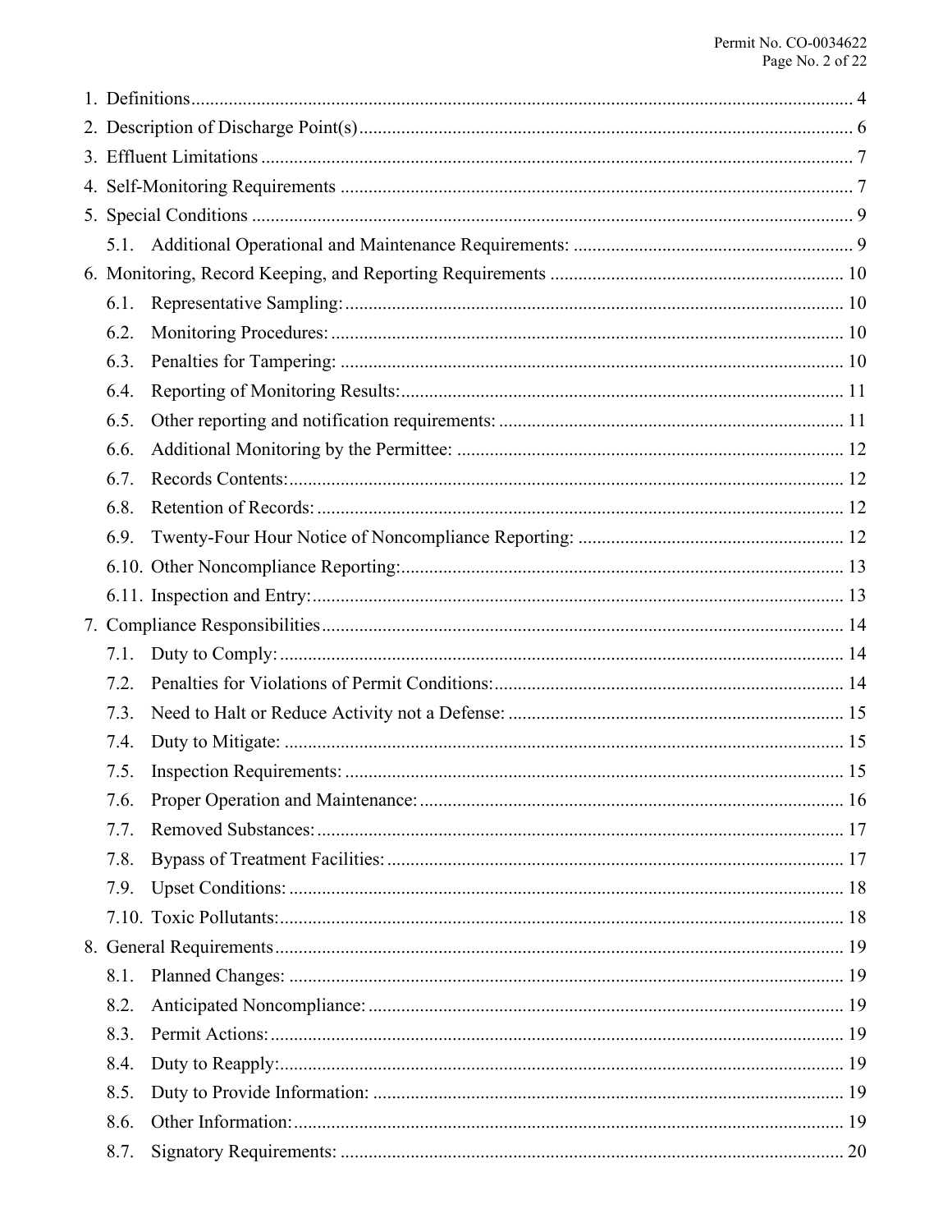1. Definitions .......... 4
2. Description of Discharge Point(s) .......... 6
3. Effluent Limitations .......... 7
4. Self-Monitoring Requirements .......... 7
5. Special Conditions .......... 9
   - 5.1. Additional Operational and Maintenance Requirements: .......... 9
6. Monitoring, Record Keeping, and Reporting Requirements .......... 10
   - 6.1. Representative Sampling: .......... 10
   - 6.2. Monitoring Procedures: .......... 10
   - 6.3. Penalties for Tampering: .......... 10
   - 6.4. Reporting of Monitoring Results: .......... 11
   - 6.5. Other reporting and notification requirements: .......... 11
   - 6.6. Additional Monitoring by the Permittee: .......... 12
   - 6.7. Records Contents: .......... 12
   - 6.8. Retention of Records: .......... 12
   - 6.9. Twenty-Four Hour Notice of Noncompliance Reporting: .......... 12
   - 6.10. Other Noncompliance Reporting: .......... 13
   - 6.11. Inspection and Entry: .......... 13
7. Compliance Responsibilities .......... 14
   - 7.1. Duty to Comply: .......... 14
   - 7.2. Penalties for Violations of Permit Conditions: .......... 14
   - 7.3. Need to Halt or Reduce Activity not a Defense: .......... 15
   - 7.4. Duty to Mitigate: .......... 15
   - 7.5. Inspection Requirements: .......... 15
   - 7.6. Proper Operation and Maintenance: .......... 16
   - 7.7. Removed Substances: .......... 17
   - 7.8. Bypass of Treatment Facilities: .......... 17
   - 7.9. Upset Conditions: .......... 18
   - 7.10. Toxic Pollutants: .......... 18
8. General Requirements .......... 19
   - 8.1. Planned Changes: .......... 19
   - 8.2. Anticipated Noncompliance: .......... 19
   - 8.3. Permit Actions: .......... 19
   - 8.4. Duty to Reapply: .......... 19
   - 8.5. Duty to Provide Information: .......... 19
   - 8.6. Other Information: .......... 19
   - 8.7. Signatory Requirements: .......... 20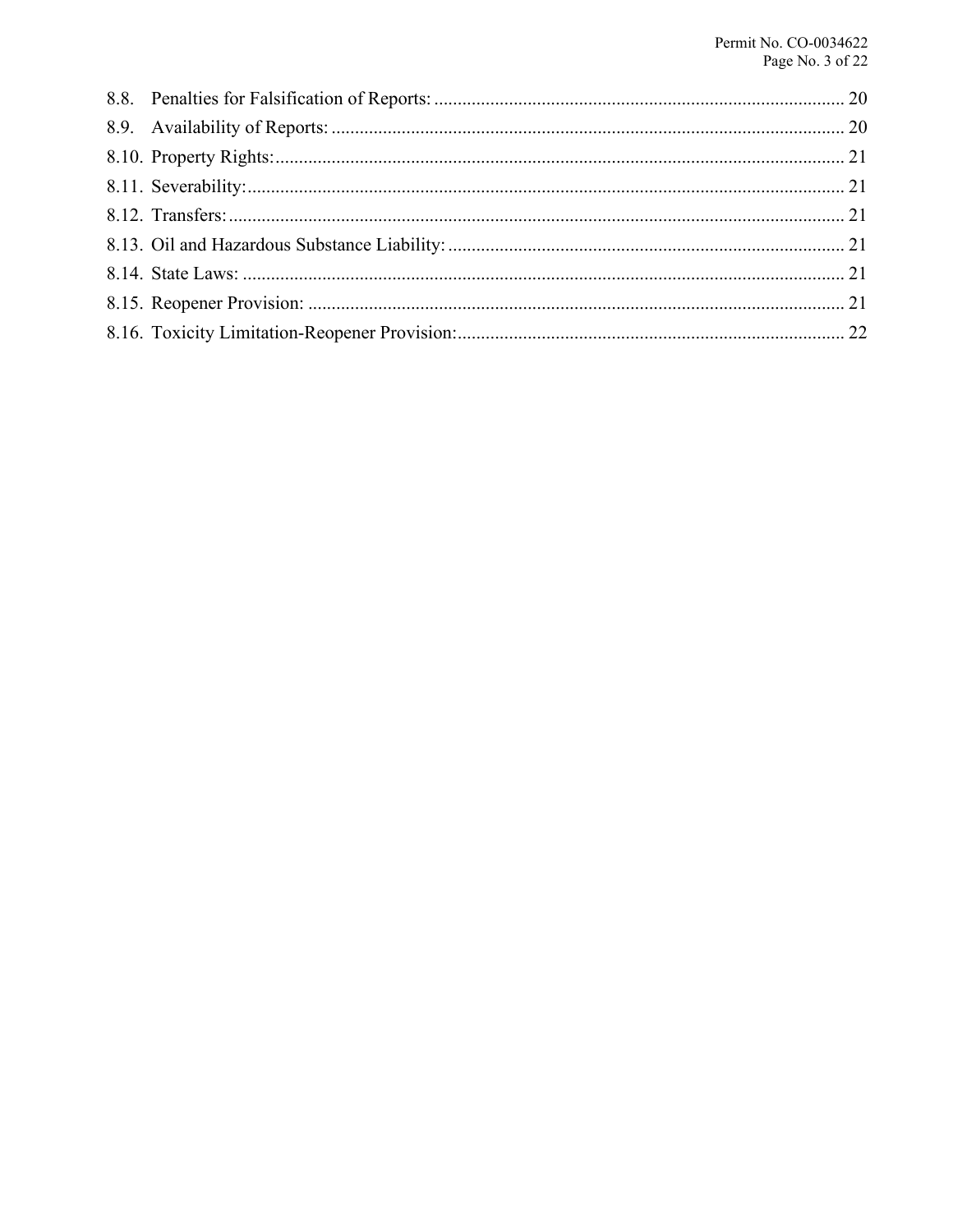8.8. Penalties for Falsification of Reports: ........................................................................................ 20
8.9. Availability of Reports: ............................................................................................................. 20
8.10. Property Rights: ......................................................................................................................... 21
8.11. Severability: ............................................................................................................................... 21
8.12. Transfers: ................................................................................................................................... 21
8.13. Oil and Hazardous Substance Liability: .................................................................................... 21
8.14. State Laws: ................................................................................................................................ 21
8.15. Reopener Provision: .................................................................................................................. 21
8.16. Toxicity Limitation-Reopener Provision: .................................................................................. 22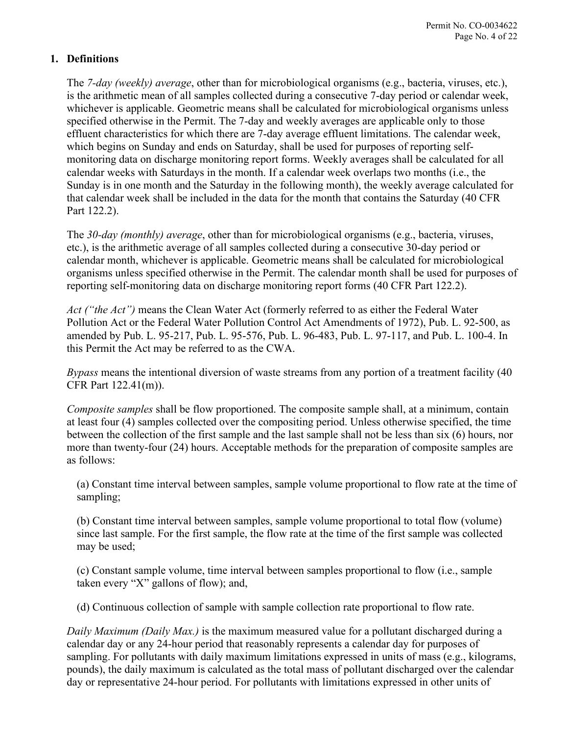## 1. Definitions

The *7-day (weekly) average*, other than for microbiological organisms (e.g., bacteria, viruses, etc.), is the arithmetic mean of all samples collected during a consecutive 7-day period or calendar week, whichever is applicable. Geometric means shall be calculated for microbiological organisms unless specified otherwise in the Permit. The 7-day and weekly averages are applicable only to those effluent characteristics for which there are 7-day average effluent limitations. The calendar week, which begins on Sunday and ends on Saturday, shall be used for purposes of reporting self-monitoring data on discharge monitoring report forms. Weekly averages shall be calculated for all calendar weeks with Saturdays in the month. If a calendar week overlaps two months (i.e., the Sunday is in one month and the Saturday in the following month), the weekly average calculated for that calendar week shall be included in the data for the month that contains the Saturday (40 CFR Part 122.2).

The *30-day (monthly) average*, other than for microbiological organisms (e.g., bacteria, viruses, etc.), is the arithmetic average of all samples collected during a consecutive 30-day period or calendar month, whichever is applicable. Geometric means shall be calculated for microbiological organisms unless specified otherwise in the Permit. The calendar month shall be used for purposes of reporting self-monitoring data on discharge monitoring report forms (40 CFR Part 122.2).

*Act ("the Act")* means the Clean Water Act (formerly referred to as either the Federal Water Pollution Act or the Federal Water Pollution Control Act Amendments of 1972), Pub. L. 92-500, as amended by Pub. L. 95-217, Pub. L. 95-576, Pub. L. 96-483, Pub. L. 97-117, and Pub. L. 100-4. In this Permit the Act may be referred to as the CWA.

*Bypass* means the intentional diversion of waste streams from any portion of a treatment facility (40 CFR Part 122.41(m)).

*Composite samples* shall be flow proportioned. The composite sample shall, at a minimum, contain at least four (4) samples collected over the compositing period. Unless otherwise specified, the time between the collection of the first sample and the last sample shall not be less than six (6) hours, nor more than twenty-four (24) hours. Acceptable methods for the preparation of composite samples are as follows:

(a) Constant time interval between samples, sample volume proportional to flow rate at the time of sampling;

(b) Constant time interval between samples, sample volume proportional to total flow (volume) since last sample. For the first sample, the flow rate at the time of the first sample was collected may be used;

(c) Constant sample volume, time interval between samples proportional to flow (i.e., sample taken every "X" gallons of flow); and,

(d) Continuous collection of sample with sample collection rate proportional to flow rate.

*Daily Maximum (Daily Max.)* is the maximum measured value for a pollutant discharged during a calendar day or any 24-hour period that reasonably represents a calendar day for purposes of sampling. For pollutants with daily maximum limitations expressed in units of mass (e.g., kilograms, pounds), the daily maximum is calculated as the total mass of pollutant discharged over the calendar day or representative 24-hour period. For pollutants with limitations expressed in other units of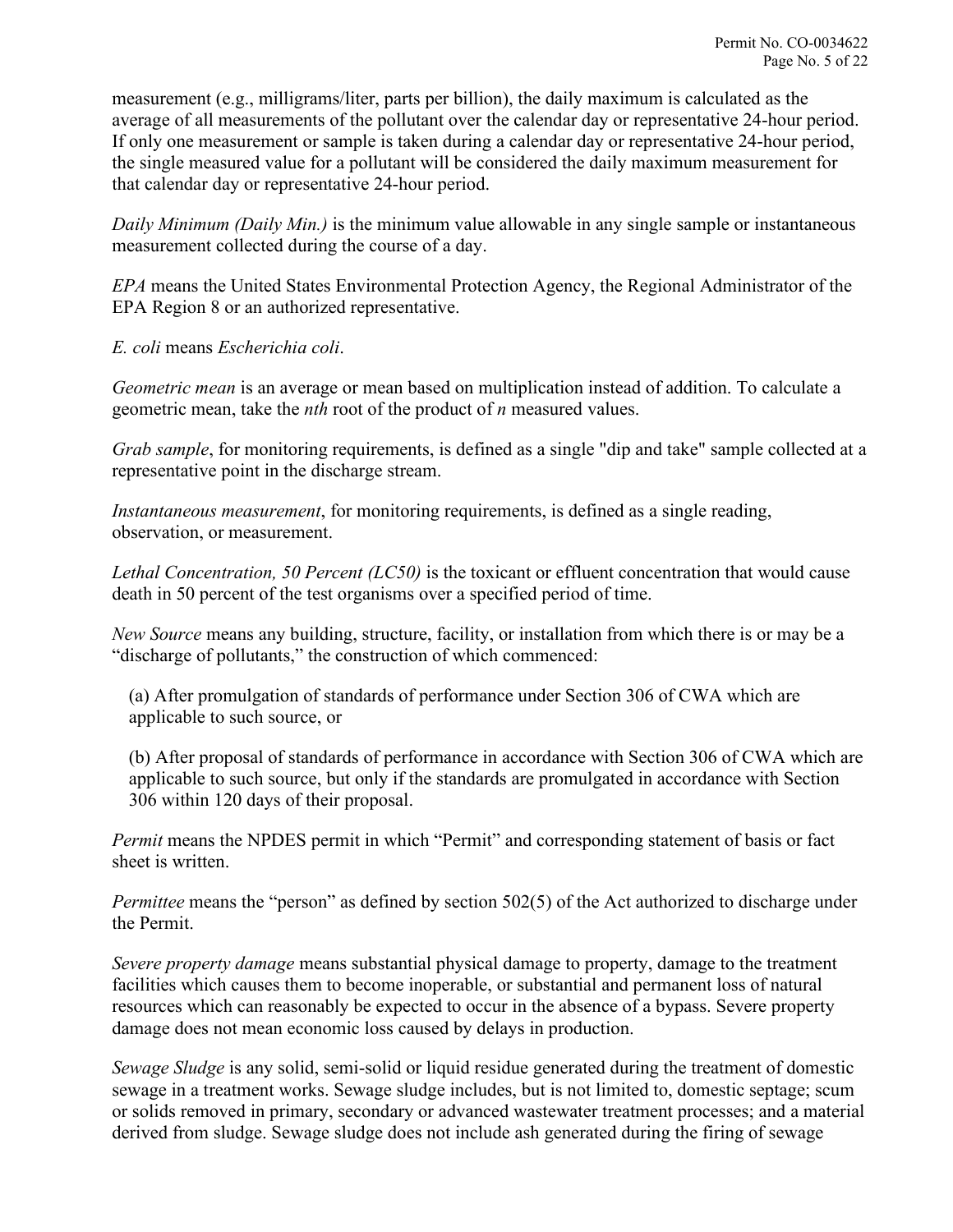measurement (e.g., milligrams/liter, parts per billion), the daily maximum is calculated as the average of all measurements of the pollutant over the calendar day or representative 24-hour period. If only one measurement or sample is taken during a calendar day or representative 24-hour period, the single measured value for a pollutant will be considered the daily maximum measurement for that calendar day or representative 24-hour period.

*Daily Minimum (Daily Min.)* is the minimum value allowable in any single sample or instantaneous measurement collected during the course of a day.

*EPA* means the United States Environmental Protection Agency, the Regional Administrator of the EPA Region 8 or an authorized representative.

*E. coli* means *Escherichia coli*.

*Geometric mean* is an average or mean based on multiplication instead of addition. To calculate a geometric mean, take the *nth* root of the product of *n* measured values.

*Grab sample*, for monitoring requirements, is defined as a single "dip and take" sample collected at a representative point in the discharge stream.

*Instantaneous measurement*, for monitoring requirements, is defined as a single reading, observation, or measurement.

*Lethal Concentration, 50 Percent (LC50)* is the toxicant or effluent concentration that would cause death in 50 percent of the test organisms over a specified period of time.

*New Source* means any building, structure, facility, or installation from which there is or may be a "discharge of pollutants," the construction of which commenced:

(a) After promulgation of standards of performance under Section 306 of CWA which are applicable to such source, or

(b) After proposal of standards of performance in accordance with Section 306 of CWA which are applicable to such source, but only if the standards are promulgated in accordance with Section 306 within 120 days of their proposal.

*Permit* means the NPDES permit in which "Permit" and corresponding statement of basis or fact sheet is written.

*Permittee* means the "person" as defined by section 502(5) of the Act authorized to discharge under the Permit.

*Severe property damage* means substantial physical damage to property, damage to the treatment facilities which causes them to become inoperable, or substantial and permanent loss of natural resources which can reasonably be expected to occur in the absence of a bypass. Severe property damage does not mean economic loss caused by delays in production.

*Sewage Sludge* is any solid, semi-solid or liquid residue generated during the treatment of domestic sewage in a treatment works. Sewage sludge includes, but is not limited to, domestic septage; scum or solids removed in primary, secondary or advanced wastewater treatment processes; and a material derived from sludge. Sewage sludge does not include ash generated during the firing of sewage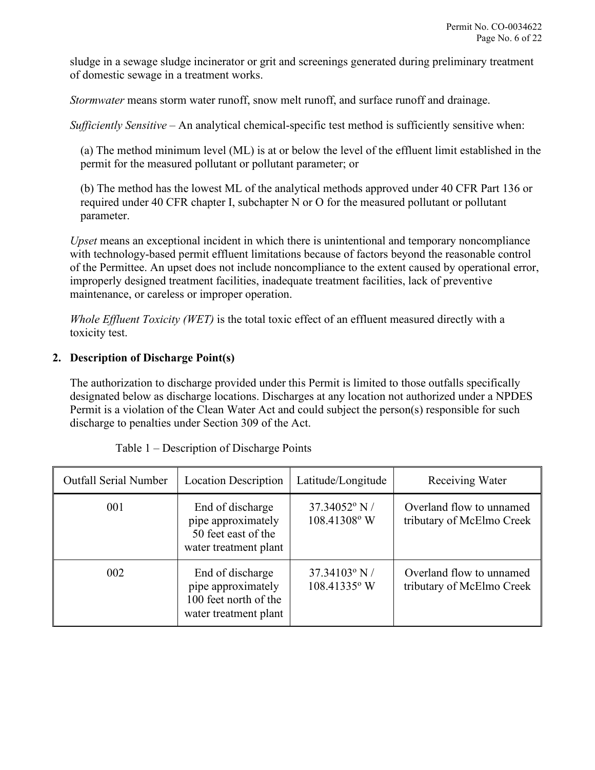sludge in a sewage sludge incinerator or grit and screenings generated during preliminary treatment of domestic sewage in a treatment works.

*Stormwater* means storm water runoff, snow melt runoff, and surface runoff and drainage.

*Sufficiently Sensitive* – An analytical chemical-specific test method is sufficiently sensitive when:

(a) The method minimum level (ML) is at or below the level of the effluent limit established in the permit for the measured pollutant or pollutant parameter; or

(b) The method has the lowest ML of the analytical methods approved under 40 CFR Part 136 or required under 40 CFR chapter I, subchapter N or O for the measured pollutant or pollutant parameter.

*Upset* means an exceptional incident in which there is unintentional and temporary noncompliance with technology-based permit effluent limitations because of factors beyond the reasonable control of the Permittee. An upset does not include noncompliance to the extent caused by operational error, improperly designed treatment facilities, inadequate treatment facilities, lack of preventive maintenance, or careless or improper operation.

*Whole Effluent Toxicity (WET)* is the total toxic effect of an effluent measured directly with a toxicity test.

## 2. Description of Discharge Point(s)

The authorization to discharge provided under this Permit is limited to those outfalls specifically designated below as discharge locations. Discharges at any location not authorized under a NPDES Permit is a violation of the Clean Water Act and could subject the person(s) responsible for such discharge to penalties under Section 309 of the Act.

Table 1 – Description of Discharge Points

| Outfall Serial Number | Location Description | Latitude/Longitude | Receiving Water |
|---|---|---|---|
| 001 | End of discharge pipe approximately 50 feet east of the water treatment plant | 37.34052° N / 108.41308° W | Overland flow to unnamed tributary of McElmo Creek |
| 002 | End of discharge pipe approximately 100 feet north of the water treatment plant | 37.34103° N / 108.41335° W | Overland flow to unnamed tributary of McElmo Creek |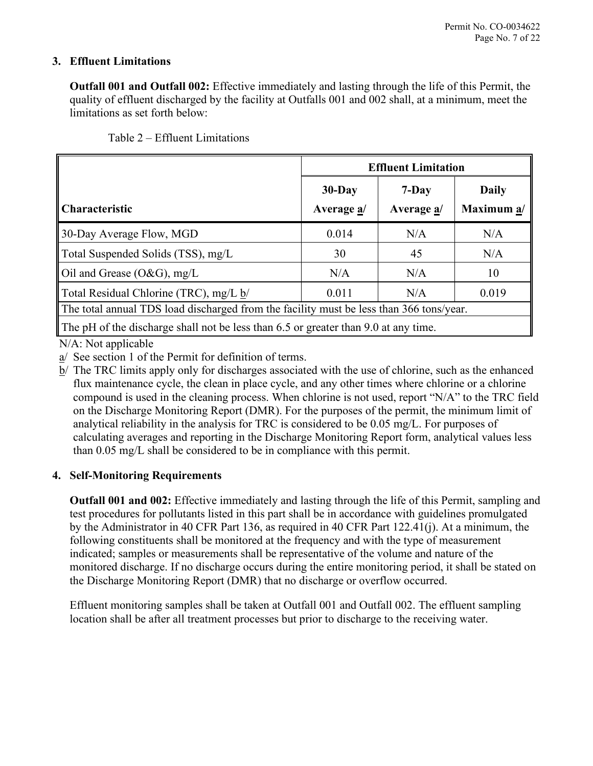### 3. Effluent Limitations

**Outfall 001 and Outfall 002:** Effective immediately and lasting through the life of this Permit, the quality of effluent discharged by the facility at Outfalls 001 and 002 shall, at a minimum, meet the limitations as set forth below:

Table 2 – Effluent Limitations

| Characteristic | Effluent Limitation | | |
|---|---|---|---|
| | **30-Day Average a/** | **7-Day Average a/** | **Daily Maximum a/** |
| 30-Day Average Flow, MGD | 0.014 | N/A | N/A |
| Total Suspended Solids (TSS), mg/L | 30 | 45 | N/A |
| Oil and Grease (O&G), mg/L | N/A | N/A | 10 |
| Total Residual Chlorine (TRC), mg/L b/ | 0.011 | N/A | 0.019 |
| The total annual TDS load discharged from the facility must be less than 366 tons/year. | | | |
| The pH of the discharge shall not be less than 6.5 or greater than 9.0 at any time. | | | |

N/A: Not applicable

a/ See section 1 of the Permit for definition of terms.

b/ The TRC limits apply only for discharges associated with the use of chlorine, such as the enhanced flux maintenance cycle, the clean in place cycle, and any other times where chlorine or a chlorine compound is used in the cleaning process. When chlorine is not used, report "N/A" to the TRC field on the Discharge Monitoring Report (DMR). For the purposes of the permit, the minimum limit of analytical reliability in the analysis for TRC is considered to be 0.05 mg/L. For purposes of calculating averages and reporting in the Discharge Monitoring Report form, analytical values less than 0.05 mg/L shall be considered to be in compliance with this permit.

### 4. Self-Monitoring Requirements

**Outfall 001 and 002:** Effective immediately and lasting through the life of this Permit, sampling and test procedures for pollutants listed in this part shall be in accordance with guidelines promulgated by the Administrator in 40 CFR Part 136, as required in 40 CFR Part 122.41(j). At a minimum, the following constituents shall be monitored at the frequency and with the type of measurement indicated; samples or measurements shall be representative of the volume and nature of the monitored discharge. If no discharge occurs during the entire monitoring period, it shall be stated on the Discharge Monitoring Report (DMR) that no discharge or overflow occurred.

Effluent monitoring samples shall be taken at Outfall 001 and Outfall 002. The effluent sampling location shall be after all treatment processes but prior to discharge to the receiving water.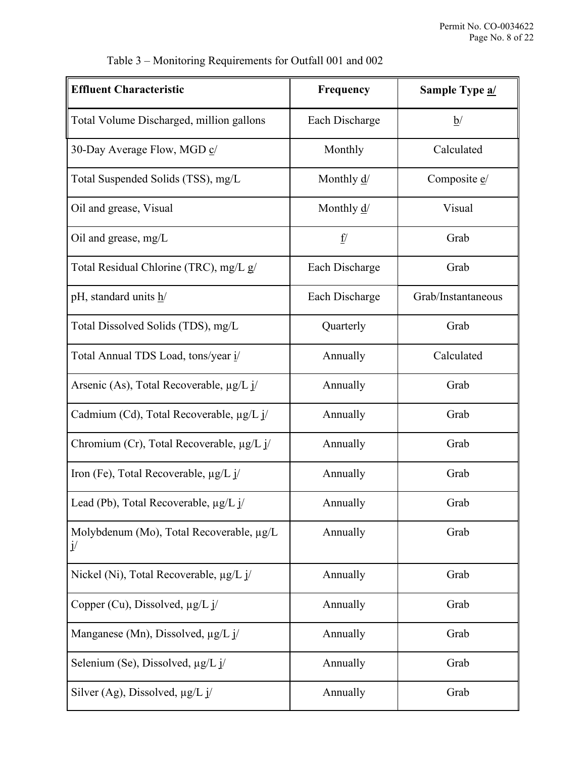Table 3 – Monitoring Requirements for Outfall 001 and 002

| Effluent Characteristic | Frequency | Sample Type a/ |
|---|---|---|
| Total Volume Discharged, million gallons | Each Discharge | b/ |
| 30-Day Average Flow, MGD c/ | Monthly | Calculated |
| Total Suspended Solids (TSS), mg/L | Monthly d/ | Composite e/ |
| Oil and grease, Visual | Monthly d/ | Visual |
| Oil and grease, mg/L | f/ | Grab |
| Total Residual Chlorine (TRC), mg/L g/ | Each Discharge | Grab |
| pH, standard units h/ | Each Discharge | Grab/Instantaneous |
| Total Dissolved Solids (TDS), mg/L | Quarterly | Grab |
| Total Annual TDS Load, tons/year i/ | Annually | Calculated |
| Arsenic (As), Total Recoverable, µg/L j/ | Annually | Grab |
| Cadmium (Cd), Total Recoverable, µg/L j/ | Annually | Grab |
| Chromium (Cr), Total Recoverable, µg/L j/ | Annually | Grab |
| Iron (Fe), Total Recoverable, µg/L j/ | Annually | Grab |
| Lead (Pb), Total Recoverable, µg/L j/ | Annually | Grab |
| Molybdenum (Mo), Total Recoverable, µg/L j/ | Annually | Grab |
| Nickel (Ni), Total Recoverable, µg/L j/ | Annually | Grab |
| Copper (Cu), Dissolved, µg/L j/ | Annually | Grab |
| Manganese (Mn), Dissolved, µg/L j/ | Annually | Grab |
| Selenium (Se), Dissolved, µg/L j/ | Annually | Grab |
| Silver (Ag), Dissolved, µg/L j/ | Annually | Grab |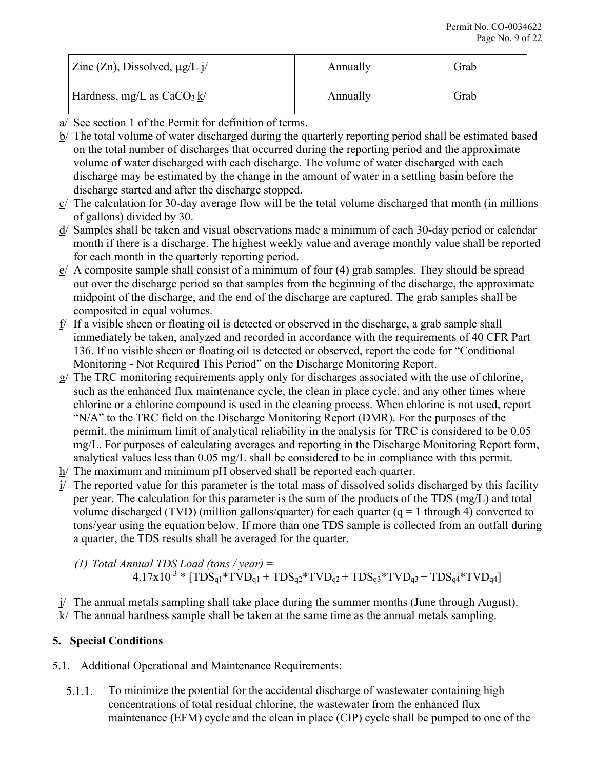| Zinc (Zn), Dissolved, µg/L j/ | Annually | Grab |
| --- | --- | --- |
| Hardness, mg/L as $CaCO_3$ k/ | Annually | Grab |

a/ See section 1 of the Permit for definition of terms.

b/ The total volume of water discharged during the quarterly reporting period shall be estimated based on the total number of discharges that occurred during the reporting period and the approximate volume of water discharged with each discharge. The volume of water discharged with each discharge may be estimated by the change in the amount of water in a settling basin before the discharge started and after the discharge stopped.

c/ The calculation for 30-day average flow will be the total volume discharged that month (in millions of gallons) divided by 30.

d/ Samples shall be taken and visual observations made a minimum of each 30-day period or calendar month if there is a discharge. The highest weekly value and average monthly value shall be reported for each month in the quarterly reporting period.

e/ A composite sample shall consist of a minimum of four (4) grab samples. They should be spread out over the discharge period so that samples from the beginning of the discharge, the approximate midpoint of the discharge, and the end of the discharge are captured. The grab samples shall be composited in equal volumes.

f/ If a visible sheen or floating oil is detected or observed in the discharge, a grab sample shall immediately be taken, analyzed and recorded in accordance with the requirements of 40 CFR Part 136. If no visible sheen or floating oil is detected or observed, report the code for "Conditional Monitoring - Not Required This Period" on the Discharge Monitoring Report.

g/ The TRC monitoring requirements apply only for discharges associated with the use of chlorine, such as the enhanced flux maintenance cycle, the clean in place cycle, and any other times where chlorine or a chlorine compound is used in the cleaning process. When chlorine is not used, report "N/A" to the TRC field on the Discharge Monitoring Report (DMR). For the purposes of the permit, the minimum limit of analytical reliability in the analysis for TRC is considered to be 0.05 mg/L. For purposes of calculating averages and reporting in the Discharge Monitoring Report form, analytical values less than 0.05 mg/L shall be considered to be in compliance with this permit.

h/ The maximum and minimum pH observed shall be reported each quarter.

i/ The reported value for this parameter is the total mass of dissolved solids discharged by this facility per year. The calculation for this parameter is the sum of the products of the TDS (mg/L) and total volume discharged (TVD) (million gallons/quarter) for each quarter (q = 1 through 4) converted to tons/year using the equation below. If more than one TDS sample is collected from an outfall during a quarter, the TDS results shall be averaged for the quarter.

*(1) Total Annual TDS Load (tons / year) =*

$$4.17\text{x}10^{-3} * [TDS_{q1}*TVD_{q1} + TDS_{q2}*TVD_{q2} + TDS_{q3}*TVD_{q3} + TDS_{q4}*TVD_{q4}]$$

j/ The annual metals sampling shall take place during the summer months (June through August).

k/ The annual hardness sample shall be taken at the same time as the annual metals sampling.

## 5. Special Conditions

### 5.1. Additional Operational and Maintenance Requirements:

5.1.1. To minimize the potential for the accidental discharge of wastewater containing high concentrations of total residual chlorine, the wastewater from the enhanced flux maintenance (EFM) cycle and the clean in place (CIP) cycle shall be pumped to one of the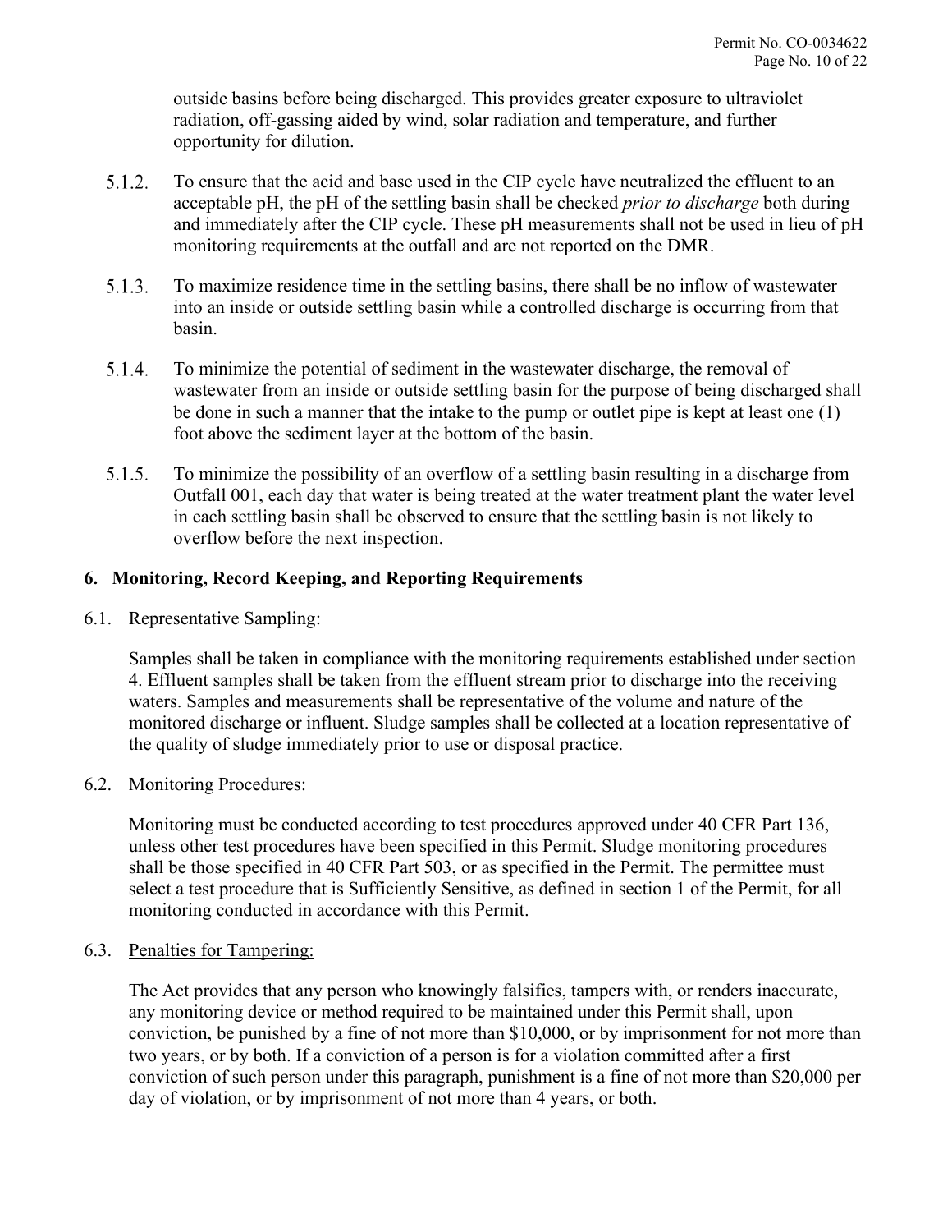outside basins before being discharged. This provides greater exposure to ultraviolet radiation, off-gassing aided by wind, solar radiation and temperature, and further opportunity for dilution.

5.1.2. To ensure that the acid and base used in the CIP cycle have neutralized the effluent to an acceptable pH, the pH of the settling basin shall be checked *prior to discharge* both during and immediately after the CIP cycle. These pH measurements shall not be used in lieu of pH monitoring requirements at the outfall and are not reported on the DMR.

5.1.3. To maximize residence time in the settling basins, there shall be no inflow of wastewater into an inside or outside settling basin while a controlled discharge is occurring from that basin.

5.1.4. To minimize the potential of sediment in the wastewater discharge, the removal of wastewater from an inside or outside settling basin for the purpose of being discharged shall be done in such a manner that the intake to the pump or outlet pipe is kept at least one (1) foot above the sediment layer at the bottom of the basin.

5.1.5. To minimize the possibility of an overflow of a settling basin resulting in a discharge from Outfall 001, each day that water is being treated at the water treatment plant the water level in each settling basin shall be observed to ensure that the settling basin is not likely to overflow before the next inspection.

## 6. Monitoring, Record Keeping, and Reporting Requirements

6.1. Representative Sampling:

Samples shall be taken in compliance with the monitoring requirements established under section 4. Effluent samples shall be taken from the effluent stream prior to discharge into the receiving waters. Samples and measurements shall be representative of the volume and nature of the monitored discharge or influent. Sludge samples shall be collected at a location representative of the quality of sludge immediately prior to use or disposal practice.

6.2. Monitoring Procedures:

Monitoring must be conducted according to test procedures approved under 40 CFR Part 136, unless other test procedures have been specified in this Permit. Sludge monitoring procedures shall be those specified in 40 CFR Part 503, or as specified in the Permit. The permittee must select a test procedure that is Sufficiently Sensitive, as defined in section 1 of the Permit, for all monitoring conducted in accordance with this Permit.

6.3. Penalties for Tampering:

The Act provides that any person who knowingly falsifies, tampers with, or renders inaccurate, any monitoring device or method required to be maintained under this Permit shall, upon conviction, be punished by a fine of not more than $10,000, or by imprisonment for not more than two years, or by both. If a conviction of a person is for a violation committed after a first conviction of such person under this paragraph, punishment is a fine of not more than $20,000 per day of violation, or by imprisonment of not more than 4 years, or both.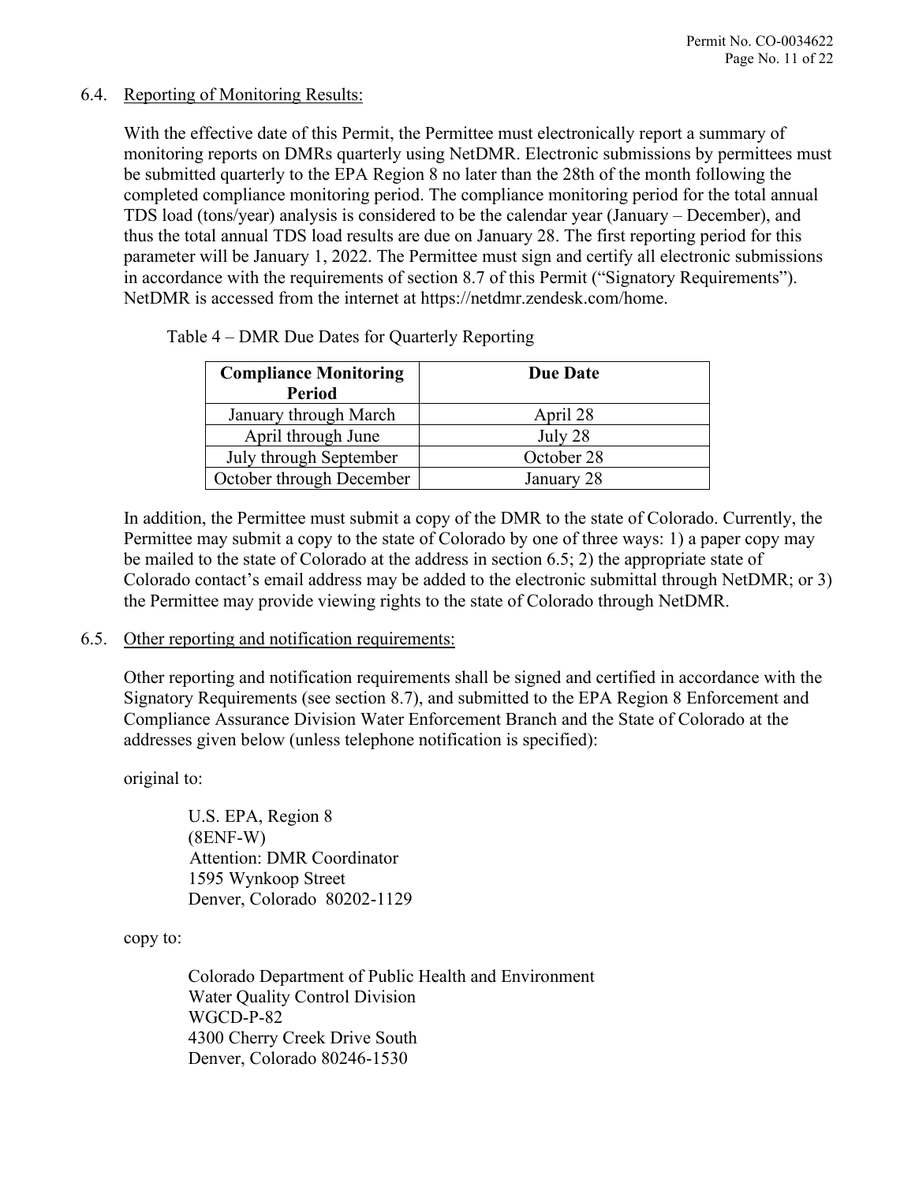## 6.4. Reporting of Monitoring Results:

With the effective date of this Permit, the Permittee must electronically report a summary of monitoring reports on DMRs quarterly using NetDMR. Electronic submissions by permittees must be submitted quarterly to the EPA Region 8 no later than the 28th of the month following the completed compliance monitoring period. The compliance monitoring period for the total annual TDS load (tons/year) analysis is considered to be the calendar year (January – December), and thus the total annual TDS load results are due on January 28. The first reporting period for this parameter will be January 1, 2022. The Permittee must sign and certify all electronic submissions in accordance with the requirements of section 8.7 of this Permit ("Signatory Requirements"). NetDMR is accessed from the internet at https://netdmr.zendesk.com/home.

Table 4 – DMR Due Dates for Quarterly Reporting

| Compliance Monitoring Period | Due Date |
|---|---|
| January through March | April 28 |
| April through June | July 28 |
| July through September | October 28 |
| October through December | January 28 |

In addition, the Permittee must submit a copy of the DMR to the state of Colorado. Currently, the Permittee may submit a copy to the state of Colorado by one of three ways: 1) a paper copy may be mailed to the state of Colorado at the address in section 6.5; 2) the appropriate state of Colorado contact's email address may be added to the electronic submittal through NetDMR; or 3) the Permittee may provide viewing rights to the state of Colorado through NetDMR.

## 6.5. Other reporting and notification requirements:

Other reporting and notification requirements shall be signed and certified in accordance with the Signatory Requirements (see section 8.7), and submitted to the EPA Region 8 Enforcement and Compliance Assurance Division Water Enforcement Branch and the State of Colorado at the addresses given below (unless telephone notification is specified):

original to:

U.S. EPA, Region 8
(8ENF-W)
Attention: DMR Coordinator
1595 Wynkoop Street
Denver, Colorado 80202-1129

copy to:

Colorado Department of Public Health and Environment
Water Quality Control Division
WGCD-P-82
4300 Cherry Creek Drive South
Denver, Colorado 80246-1530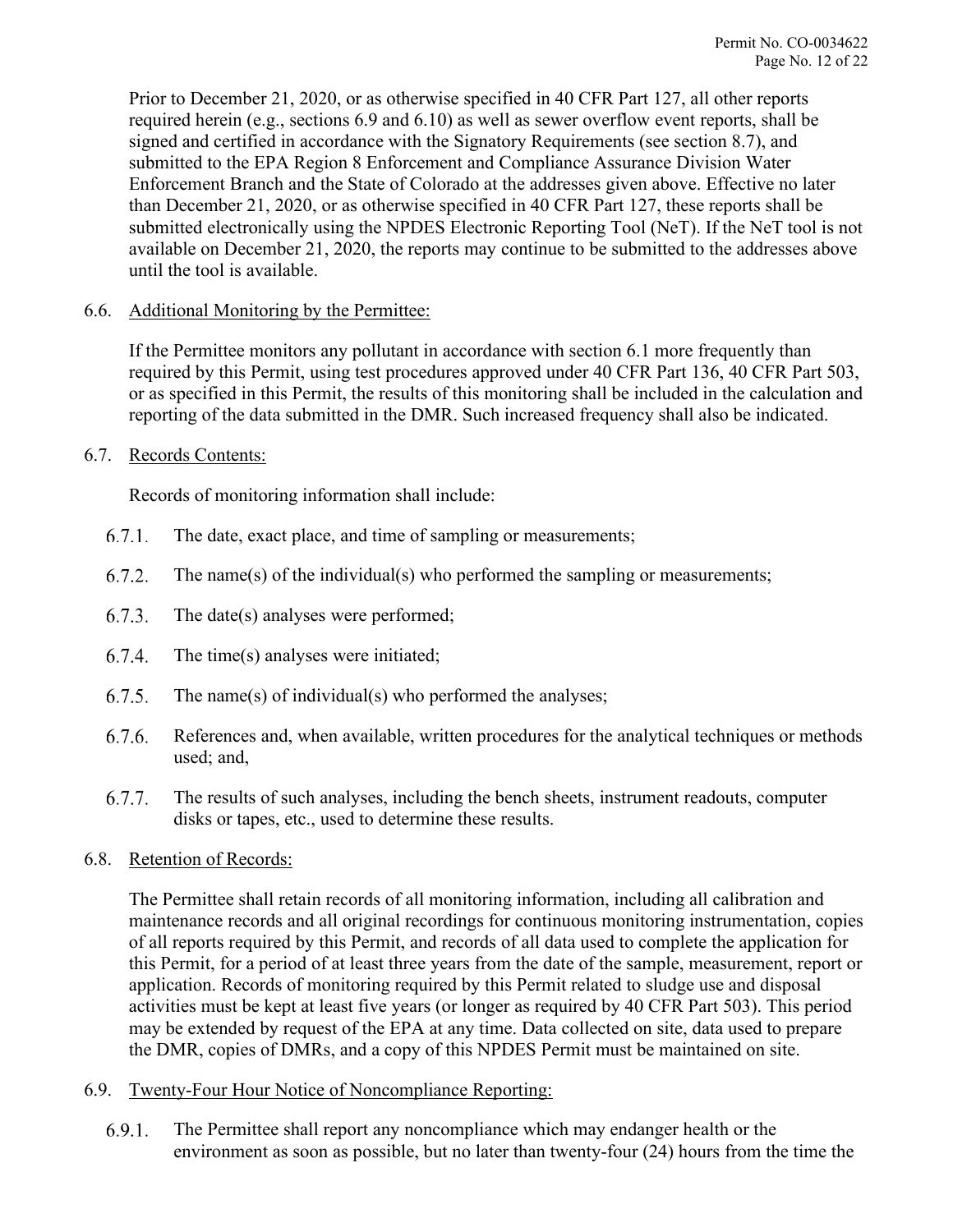Prior to December 21, 2020, or as otherwise specified in 40 CFR Part 127, all other reports required herein (e.g., sections 6.9 and 6.10) as well as sewer overflow event reports, shall be signed and certified in accordance with the Signatory Requirements (see section 8.7), and submitted to the EPA Region 8 Enforcement and Compliance Assurance Division Water Enforcement Branch and the State of Colorado at the addresses given above. Effective no later than December 21, 2020, or as otherwise specified in 40 CFR Part 127, these reports shall be submitted electronically using the NPDES Electronic Reporting Tool (NeT). If the NeT tool is not available on December 21, 2020, the reports may continue to be submitted to the addresses above until the tool is available.

6.6. Additional Monitoring by the Permittee:

If the Permittee monitors any pollutant in accordance with section 6.1 more frequently than required by this Permit, using test procedures approved under 40 CFR Part 136, 40 CFR Part 503, or as specified in this Permit, the results of this monitoring shall be included in the calculation and reporting of the data submitted in the DMR. Such increased frequency shall also be indicated.

6.7. Records Contents:

Records of monitoring information shall include:

6.7.1. The date, exact place, and time of sampling or measurements;

6.7.2. The name(s) of the individual(s) who performed the sampling or measurements;

6.7.3. The date(s) analyses were performed;

6.7.4. The time(s) analyses were initiated;

6.7.5. The name(s) of individual(s) who performed the analyses;

6.7.6. References and, when available, written procedures for the analytical techniques or methods used; and,

6.7.7. The results of such analyses, including the bench sheets, instrument readouts, computer disks or tapes, etc., used to determine these results.

6.8. Retention of Records:

The Permittee shall retain records of all monitoring information, including all calibration and maintenance records and all original recordings for continuous monitoring instrumentation, copies of all reports required by this Permit, and records of all data used to complete the application for this Permit, for a period of at least three years from the date of the sample, measurement, report or application. Records of monitoring required by this Permit related to sludge use and disposal activities must be kept at least five years (or longer as required by 40 CFR Part 503). This period may be extended by request of the EPA at any time. Data collected on site, data used to prepare the DMR, copies of DMRs, and a copy of this NPDES Permit must be maintained on site.

6.9. Twenty-Four Hour Notice of Noncompliance Reporting:

6.9.1. The Permittee shall report any noncompliance which may endanger health or the environment as soon as possible, but no later than twenty-four (24) hours from the time the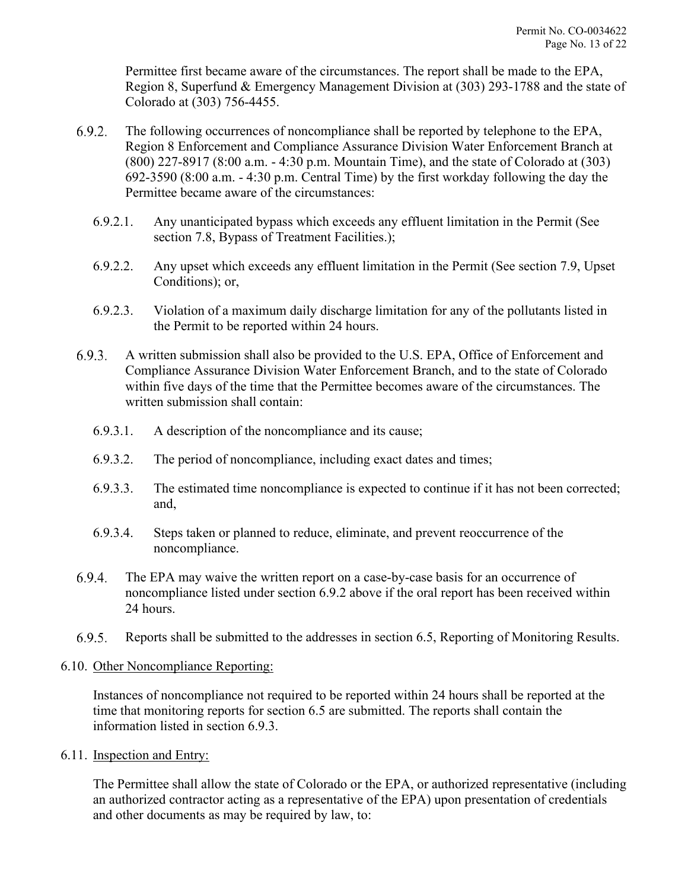Permittee first became aware of the circumstances. The report shall be made to the EPA, Region 8, Superfund & Emergency Management Division at (303) 293-1788 and the state of Colorado at (303) 756-4455.

6.9.2. The following occurrences of noncompliance shall be reported by telephone to the EPA, Region 8 Enforcement and Compliance Assurance Division Water Enforcement Branch at (800) 227-8917 (8:00 a.m. - 4:30 p.m. Mountain Time), and the state of Colorado at (303) 692-3590 (8:00 a.m. - 4:30 p.m. Central Time) by the first workday following the day the Permittee became aware of the circumstances:

6.9.2.1. Any unanticipated bypass which exceeds any effluent limitation in the Permit (See section 7.8, Bypass of Treatment Facilities.);

6.9.2.2. Any upset which exceeds any effluent limitation in the Permit (See section 7.9, Upset Conditions); or,

6.9.2.3. Violation of a maximum daily discharge limitation for any of the pollutants listed in the Permit to be reported within 24 hours.

6.9.3. A written submission shall also be provided to the U.S. EPA, Office of Enforcement and Compliance Assurance Division Water Enforcement Branch, and to the state of Colorado within five days of the time that the Permittee becomes aware of the circumstances. The written submission shall contain:

6.9.3.1. A description of the noncompliance and its cause;

6.9.3.2. The period of noncompliance, including exact dates and times;

6.9.3.3. The estimated time noncompliance is expected to continue if it has not been corrected; and,

6.9.3.4. Steps taken or planned to reduce, eliminate, and prevent reoccurrence of the noncompliance.

6.9.4. The EPA may waive the written report on a case-by-case basis for an occurrence of noncompliance listed under section 6.9.2 above if the oral report has been received within 24 hours.

6.9.5. Reports shall be submitted to the addresses in section 6.5, Reporting of Monitoring Results.

6.10. Other Noncompliance Reporting:

Instances of noncompliance not required to be reported within 24 hours shall be reported at the time that monitoring reports for section 6.5 are submitted. The reports shall contain the information listed in section 6.9.3.

6.11. Inspection and Entry:

The Permittee shall allow the state of Colorado or the EPA, or authorized representative (including an authorized contractor acting as a representative of the EPA) upon presentation of credentials and other documents as may be required by law, to: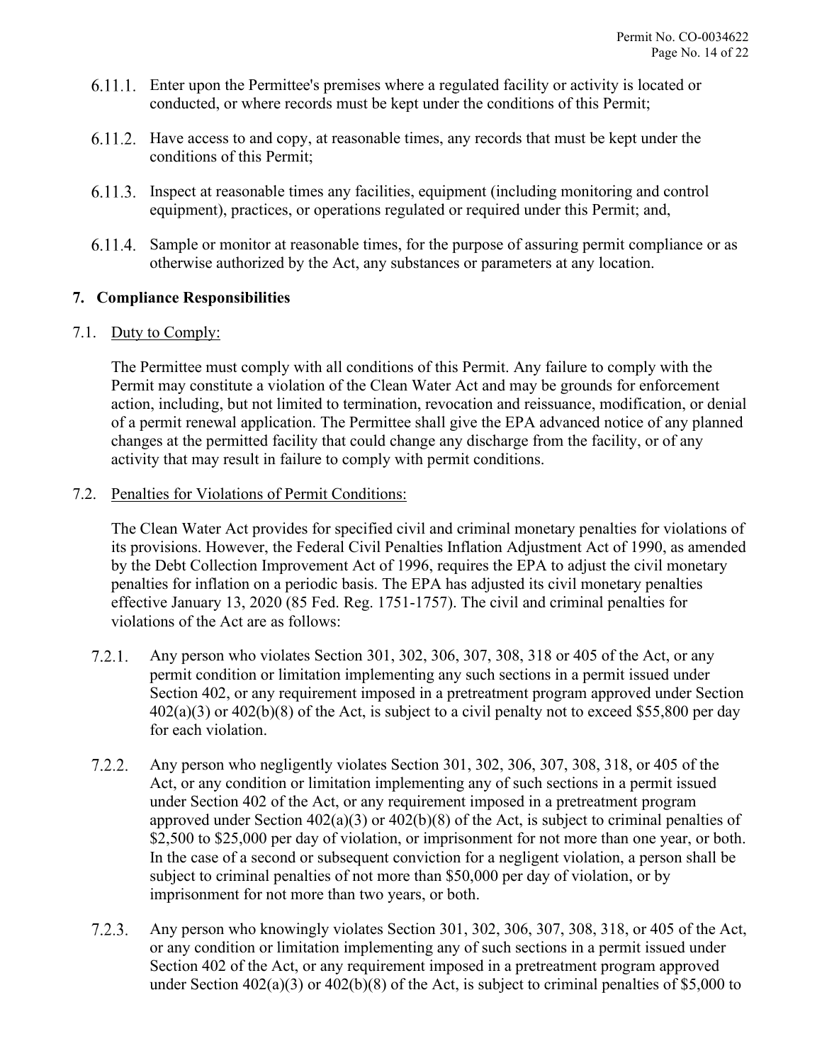6.11.1. Enter upon the Permittee's premises where a regulated facility or activity is located or conducted, or where records must be kept under the conditions of this Permit;

6.11.2. Have access to and copy, at reasonable times, any records that must be kept under the conditions of this Permit;

6.11.3. Inspect at reasonable times any facilities, equipment (including monitoring and control equipment), practices, or operations regulated or required under this Permit; and,

6.11.4. Sample or monitor at reasonable times, for the purpose of assuring permit compliance or as otherwise authorized by the Act, any substances or parameters at any location.

## 7. Compliance Responsibilities

7.1. Duty to Comply:

The Permittee must comply with all conditions of this Permit. Any failure to comply with the Permit may constitute a violation of the Clean Water Act and may be grounds for enforcement action, including, but not limited to termination, revocation and reissuance, modification, or denial of a permit renewal application. The Permittee shall give the EPA advanced notice of any planned changes at the permitted facility that could change any discharge from the facility, or of any activity that may result in failure to comply with permit conditions.

7.2. Penalties for Violations of Permit Conditions:

The Clean Water Act provides for specified civil and criminal monetary penalties for violations of its provisions. However, the Federal Civil Penalties Inflation Adjustment Act of 1990, as amended by the Debt Collection Improvement Act of 1996, requires the EPA to adjust the civil monetary penalties for inflation on a periodic basis. The EPA has adjusted its civil monetary penalties effective January 13, 2020 (85 Fed. Reg. 1751-1757). The civil and criminal penalties for violations of the Act are as follows:

7.2.1. Any person who violates Section 301, 302, 306, 307, 308, 318 or 405 of the Act, or any permit condition or limitation implementing any such sections in a permit issued under Section 402, or any requirement imposed in a pretreatment program approved under Section 402(a)(3) or 402(b)(8) of the Act, is subject to a civil penalty not to exceed $55,800 per day for each violation.

7.2.2. Any person who negligently violates Section 301, 302, 306, 307, 308, 318, or 405 of the Act, or any condition or limitation implementing any of such sections in a permit issued under Section 402 of the Act, or any requirement imposed in a pretreatment program approved under Section 402(a)(3) or 402(b)(8) of the Act, is subject to criminal penalties of $2,500 to $25,000 per day of violation, or imprisonment for not more than one year, or both. In the case of a second or subsequent conviction for a negligent violation, a person shall be subject to criminal penalties of not more than $50,000 per day of violation, or by imprisonment for not more than two years, or both.

7.2.3. Any person who knowingly violates Section 301, 302, 306, 307, 308, 318, or 405 of the Act, or any condition or limitation implementing any of such sections in a permit issued under Section 402 of the Act, or any requirement imposed in a pretreatment program approved under Section 402(a)(3) or 402(b)(8) of the Act, is subject to criminal penalties of $5,000 to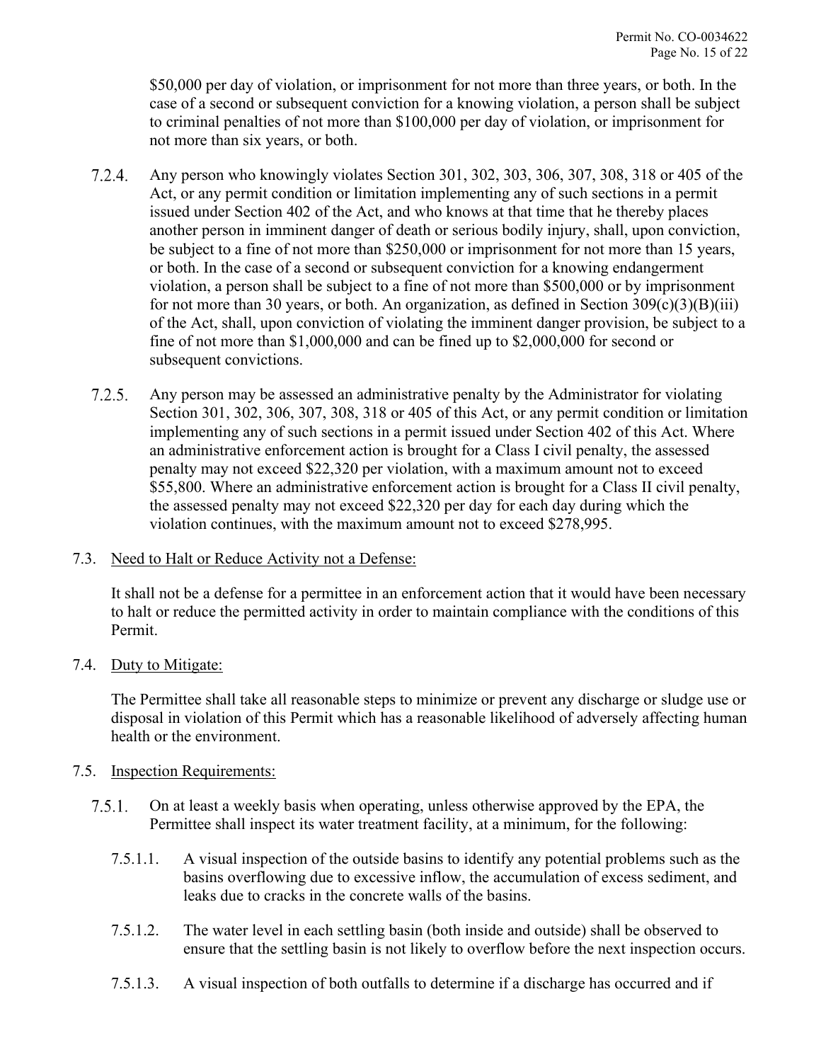$50,000 per day of violation, or imprisonment for not more than three years, or both. In the case of a second or subsequent conviction for a knowing violation, a person shall be subject to criminal penalties of not more than $100,000 per day of violation, or imprisonment for not more than six years, or both.

7.2.4. Any person who knowingly violates Section 301, 302, 303, 306, 307, 308, 318 or 405 of the Act, or any permit condition or limitation implementing any of such sections in a permit issued under Section 402 of the Act, and who knows at that time that he thereby places another person in imminent danger of death or serious bodily injury, shall, upon conviction, be subject to a fine of not more than $250,000 or imprisonment for not more than 15 years, or both. In the case of a second or subsequent conviction for a knowing endangerment violation, a person shall be subject to a fine of not more than $500,000 or by imprisonment for not more than 30 years, or both. An organization, as defined in Section 309(c)(3)(B)(iii) of the Act, shall, upon conviction of violating the imminent danger provision, be subject to a fine of not more than $1,000,000 and can be fined up to $2,000,000 for second or subsequent convictions.

7.2.5. Any person may be assessed an administrative penalty by the Administrator for violating Section 301, 302, 306, 307, 308, 318 or 405 of this Act, or any permit condition or limitation implementing any of such sections in a permit issued under Section 402 of this Act. Where an administrative enforcement action is brought for a Class I civil penalty, the assessed penalty may not exceed $22,320 per violation, with a maximum amount not to exceed $55,800. Where an administrative enforcement action is brought for a Class II civil penalty, the assessed penalty may not exceed $22,320 per day for each day during which the violation continues, with the maximum amount not to exceed $278,995.

7.3. Need to Halt or Reduce Activity not a Defense:

It shall not be a defense for a permittee in an enforcement action that it would have been necessary to halt or reduce the permitted activity in order to maintain compliance with the conditions of this Permit.

7.4. Duty to Mitigate:

The Permittee shall take all reasonable steps to minimize or prevent any discharge or sludge use or disposal in violation of this Permit which has a reasonable likelihood of adversely affecting human health or the environment.

7.5. Inspection Requirements:

7.5.1. On at least a weekly basis when operating, unless otherwise approved by the EPA, the Permittee shall inspect its water treatment facility, at a minimum, for the following:

7.5.1.1. A visual inspection of the outside basins to identify any potential problems such as the basins overflowing due to excessive inflow, the accumulation of excess sediment, and leaks due to cracks in the concrete walls of the basins.

7.5.1.2. The water level in each settling basin (both inside and outside) shall be observed to ensure that the settling basin is not likely to overflow before the next inspection occurs.

7.5.1.3. A visual inspection of both outfalls to determine if a discharge has occurred and if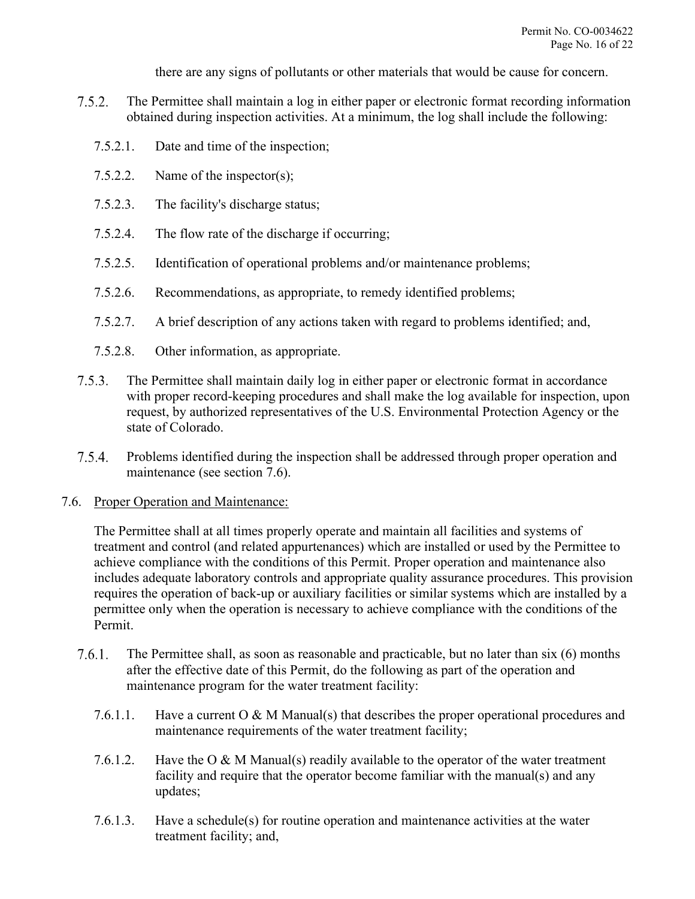there are any signs of pollutants or other materials that would be cause for concern.

7.5.2. The Permittee shall maintain a log in either paper or electronic format recording information obtained during inspection activities. At a minimum, the log shall include the following:

7.5.2.1. Date and time of the inspection;

7.5.2.2. Name of the inspector(s);

7.5.2.3. The facility's discharge status;

7.5.2.4. The flow rate of the discharge if occurring;

7.5.2.5. Identification of operational problems and/or maintenance problems;

7.5.2.6. Recommendations, as appropriate, to remedy identified problems;

7.5.2.7. A brief description of any actions taken with regard to problems identified; and,

7.5.2.8. Other information, as appropriate.

7.5.3. The Permittee shall maintain daily log in either paper or electronic format in accordance with proper record-keeping procedures and shall make the log available for inspection, upon request, by authorized representatives of the U.S. Environmental Protection Agency or the state of Colorado.

7.5.4. Problems identified during the inspection shall be addressed through proper operation and maintenance (see section 7.6).

7.6. <u>Proper Operation and Maintenance:</u>

The Permittee shall at all times properly operate and maintain all facilities and systems of treatment and control (and related appurtenances) which are installed or used by the Permittee to achieve compliance with the conditions of this Permit. Proper operation and maintenance also includes adequate laboratory controls and appropriate quality assurance procedures. This provision requires the operation of back-up or auxiliary facilities or similar systems which are installed by a permittee only when the operation is necessary to achieve compliance with the conditions of the Permit.

7.6.1. The Permittee shall, as soon as reasonable and practicable, but no later than six (6) months after the effective date of this Permit, do the following as part of the operation and maintenance program for the water treatment facility:

7.6.1.1. Have a current O & M Manual(s) that describes the proper operational procedures and maintenance requirements of the water treatment facility;

7.6.1.2. Have the O & M Manual(s) readily available to the operator of the water treatment facility and require that the operator become familiar with the manual(s) and any updates;

7.6.1.3. Have a schedule(s) for routine operation and maintenance activities at the water treatment facility; and,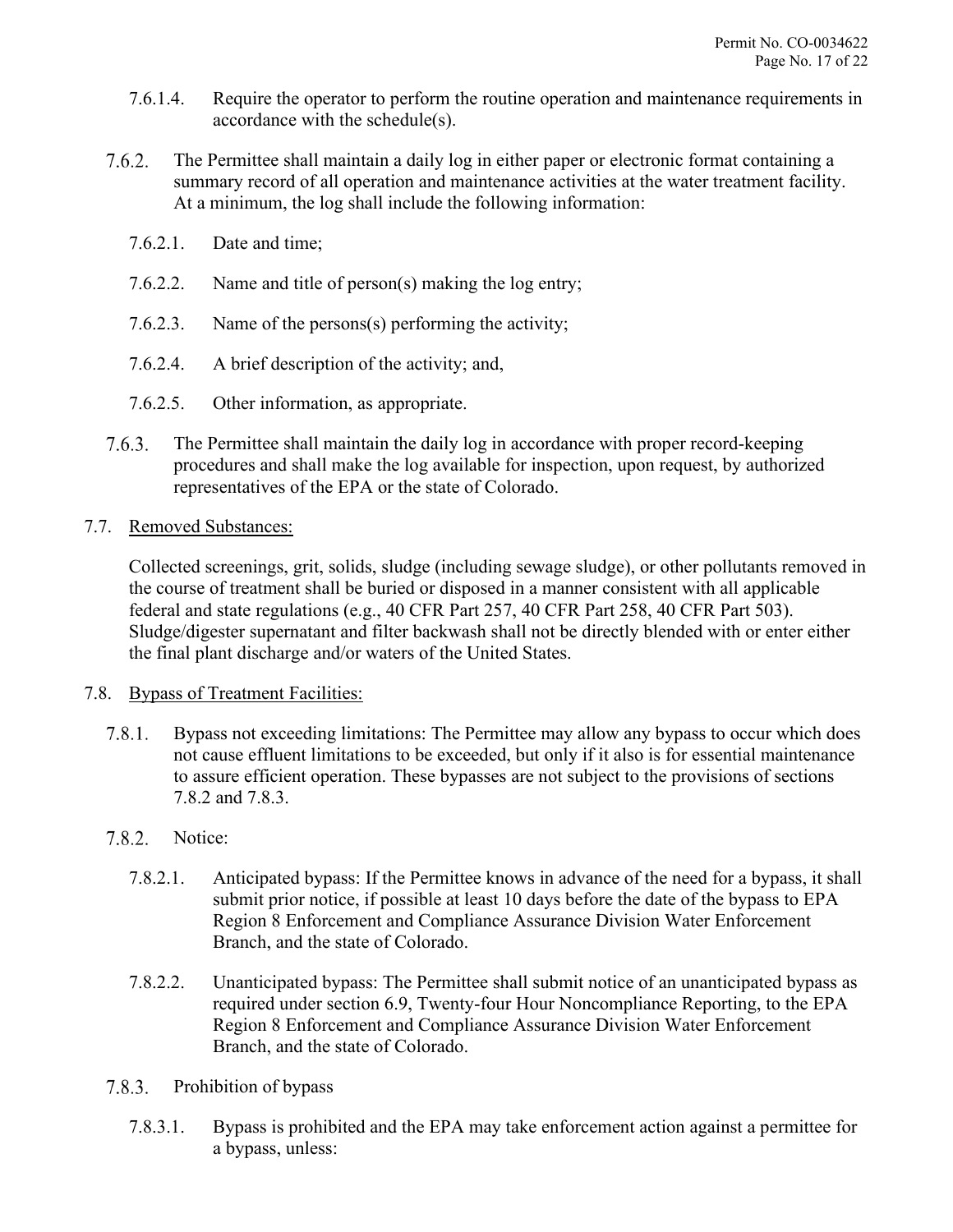7.6.1.4. Require the operator to perform the routine operation and maintenance requirements in accordance with the schedule(s).

7.6.2. The Permittee shall maintain a daily log in either paper or electronic format containing a summary record of all operation and maintenance activities at the water treatment facility. At a minimum, the log shall include the following information:

7.6.2.1. Date and time;

7.6.2.2. Name and title of person(s) making the log entry;

7.6.2.3. Name of the persons(s) performing the activity;

7.6.2.4. A brief description of the activity; and,

7.6.2.5. Other information, as appropriate.

7.6.3. The Permittee shall maintain the daily log in accordance with proper record-keeping procedures and shall make the log available for inspection, upon request, by authorized representatives of the EPA or the state of Colorado.

7.7. Removed Substances:

Collected screenings, grit, solids, sludge (including sewage sludge), or other pollutants removed in the course of treatment shall be buried or disposed in a manner consistent with all applicable federal and state regulations (e.g., 40 CFR Part 257, 40 CFR Part 258, 40 CFR Part 503). Sludge/digester supernatant and filter backwash shall not be directly blended with or enter either the final plant discharge and/or waters of the United States.

7.8. Bypass of Treatment Facilities:

7.8.1. Bypass not exceeding limitations: The Permittee may allow any bypass to occur which does not cause effluent limitations to be exceeded, but only if it also is for essential maintenance to assure efficient operation. These bypasses are not subject to the provisions of sections 7.8.2 and 7.8.3.

7.8.2. Notice:

7.8.2.1. Anticipated bypass: If the Permittee knows in advance of the need for a bypass, it shall submit prior notice, if possible at least 10 days before the date of the bypass to EPA Region 8 Enforcement and Compliance Assurance Division Water Enforcement Branch, and the state of Colorado.

7.8.2.2. Unanticipated bypass: The Permittee shall submit notice of an unanticipated bypass as required under section 6.9, Twenty-four Hour Noncompliance Reporting, to the EPA Region 8 Enforcement and Compliance Assurance Division Water Enforcement Branch, and the state of Colorado.

7.8.3. Prohibition of bypass

7.8.3.1. Bypass is prohibited and the EPA may take enforcement action against a permittee for a bypass, unless: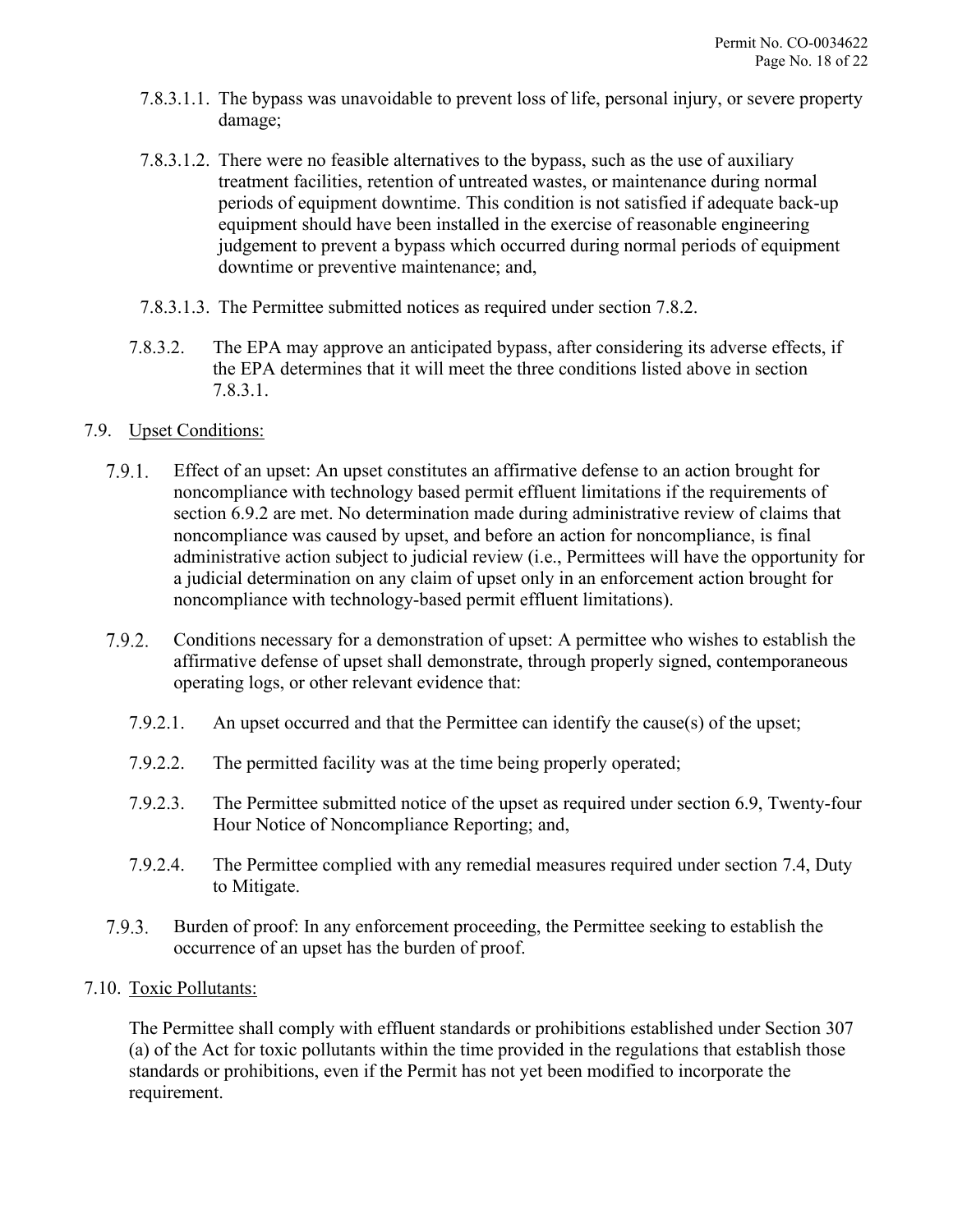7.8.3.1.1. The bypass was unavoidable to prevent loss of life, personal injury, or severe property damage;

7.8.3.1.2. There were no feasible alternatives to the bypass, such as the use of auxiliary treatment facilities, retention of untreated wastes, or maintenance during normal periods of equipment downtime. This condition is not satisfied if adequate back-up equipment should have been installed in the exercise of reasonable engineering judgement to prevent a bypass which occurred during normal periods of equipment downtime or preventive maintenance; and,

7.8.3.1.3. The Permittee submitted notices as required under section 7.8.2.

7.8.3.2. The EPA may approve an anticipated bypass, after considering its adverse effects, if the EPA determines that it will meet the three conditions listed above in section 7.8.3.1.

7.9. Upset Conditions:

7.9.1. Effect of an upset: An upset constitutes an affirmative defense to an action brought for noncompliance with technology based permit effluent limitations if the requirements of section 6.9.2 are met. No determination made during administrative review of claims that noncompliance was caused by upset, and before an action for noncompliance, is final administrative action subject to judicial review (i.e., Permittees will have the opportunity for a judicial determination on any claim of upset only in an enforcement action brought for noncompliance with technology-based permit effluent limitations).

7.9.2. Conditions necessary for a demonstration of upset: A permittee who wishes to establish the affirmative defense of upset shall demonstrate, through properly signed, contemporaneous operating logs, or other relevant evidence that:

7.9.2.1. An upset occurred and that the Permittee can identify the cause(s) of the upset;

7.9.2.2. The permitted facility was at the time being properly operated;

7.9.2.3. The Permittee submitted notice of the upset as required under section 6.9, Twenty-four Hour Notice of Noncompliance Reporting; and,

7.9.2.4. The Permittee complied with any remedial measures required under section 7.4, Duty to Mitigate.

7.9.3. Burden of proof: In any enforcement proceeding, the Permittee seeking to establish the occurrence of an upset has the burden of proof.

7.10. Toxic Pollutants:

The Permittee shall comply with effluent standards or prohibitions established under Section 307 (a) of the Act for toxic pollutants within the time provided in the regulations that establish those standards or prohibitions, even if the Permit has not yet been modified to incorporate the requirement.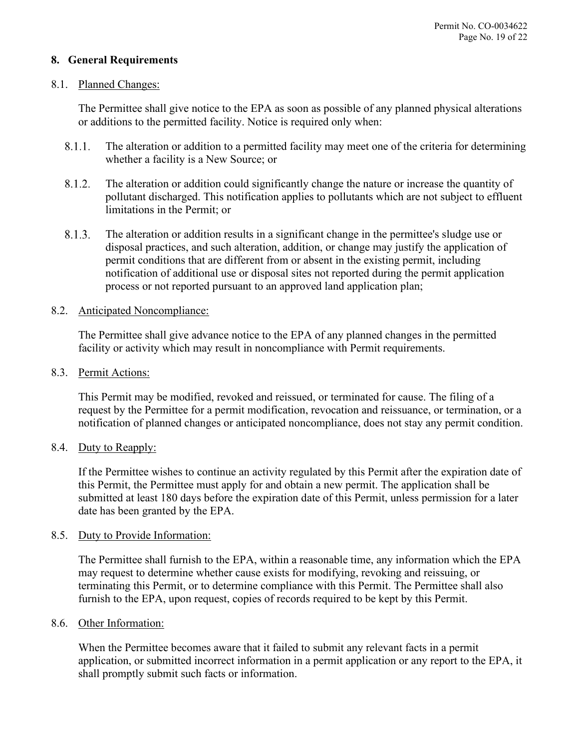## 8. General Requirements

### 8.1. Planned Changes:

The Permittee shall give notice to the EPA as soon as possible of any planned physical alterations or additions to the permitted facility. Notice is required only when:

8.1.1. The alteration or addition to a permitted facility may meet one of the criteria for determining whether a facility is a New Source; or

8.1.2. The alteration or addition could significantly change the nature or increase the quantity of pollutant discharged. This notification applies to pollutants which are not subject to effluent limitations in the Permit; or

8.1.3. The alteration or addition results in a significant change in the permittee's sludge use or disposal practices, and such alteration, addition, or change may justify the application of permit conditions that are different from or absent in the existing permit, including notification of additional use or disposal sites not reported during the permit application process or not reported pursuant to an approved land application plan;

### 8.2. Anticipated Noncompliance:

The Permittee shall give advance notice to the EPA of any planned changes in the permitted facility or activity which may result in noncompliance with Permit requirements.

### 8.3. Permit Actions:

This Permit may be modified, revoked and reissued, or terminated for cause. The filing of a request by the Permittee for a permit modification, revocation and reissuance, or termination, or a notification of planned changes or anticipated noncompliance, does not stay any permit condition.

### 8.4. Duty to Reapply:

If the Permittee wishes to continue an activity regulated by this Permit after the expiration date of this Permit, the Permittee must apply for and obtain a new permit. The application shall be submitted at least 180 days before the expiration date of this Permit, unless permission for a later date has been granted by the EPA.

### 8.5. Duty to Provide Information:

The Permittee shall furnish to the EPA, within a reasonable time, any information which the EPA may request to determine whether cause exists for modifying, revoking and reissuing, or terminating this Permit, or to determine compliance with this Permit. The Permittee shall also furnish to the EPA, upon request, copies of records required to be kept by this Permit.

### 8.6. Other Information:

When the Permittee becomes aware that it failed to submit any relevant facts in a permit application, or submitted incorrect information in a permit application or any report to the EPA, it shall promptly submit such facts or information.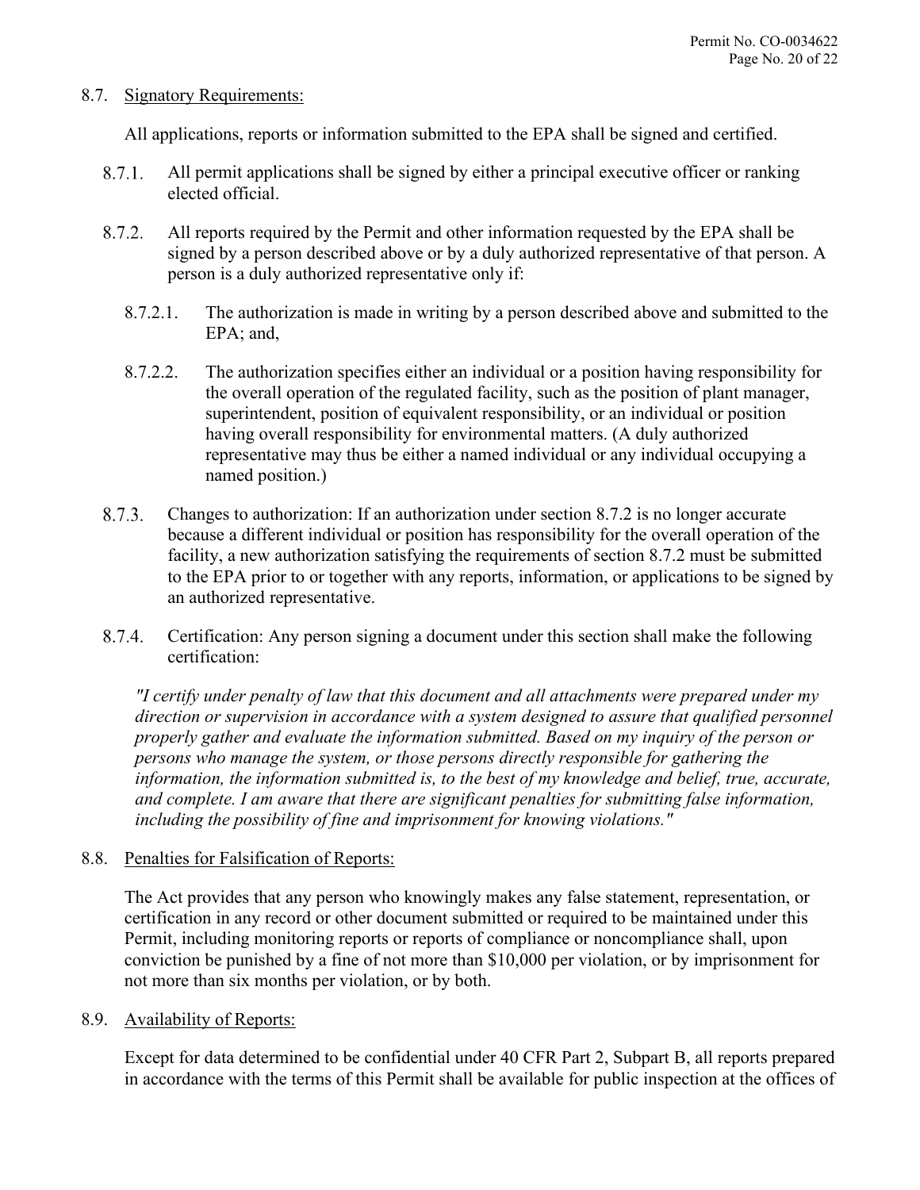## 8.7. Signatory Requirements:

All applications, reports or information submitted to the EPA shall be signed and certified.

8.7.1. All permit applications shall be signed by either a principal executive officer or ranking elected official.

8.7.2. All reports required by the Permit and other information requested by the EPA shall be signed by a person described above or by a duly authorized representative of that person. A person is a duly authorized representative only if:

8.7.2.1. The authorization is made in writing by a person described above and submitted to the EPA; and,

8.7.2.2. The authorization specifies either an individual or a position having responsibility for the overall operation of the regulated facility, such as the position of plant manager, superintendent, position of equivalent responsibility, or an individual or position having overall responsibility for environmental matters. (A duly authorized representative may thus be either a named individual or any individual occupying a named position.)

8.7.3. Changes to authorization: If an authorization under section 8.7.2 is no longer accurate because a different individual or position has responsibility for the overall operation of the facility, a new authorization satisfying the requirements of section 8.7.2 must be submitted to the EPA prior to or together with any reports, information, or applications to be signed by an authorized representative.

8.7.4. Certification: Any person signing a document under this section shall make the following certification:

*"I certify under penalty of law that this document and all attachments were prepared under my direction or supervision in accordance with a system designed to assure that qualified personnel properly gather and evaluate the information submitted. Based on my inquiry of the person or persons who manage the system, or those persons directly responsible for gathering the information, the information submitted is, to the best of my knowledge and belief, true, accurate, and complete. I am aware that there are significant penalties for submitting false information, including the possibility of fine and imprisonment for knowing violations."*

## 8.8. Penalties for Falsification of Reports:

The Act provides that any person who knowingly makes any false statement, representation, or certification in any record or other document submitted or required to be maintained under this Permit, including monitoring reports or reports of compliance or noncompliance shall, upon conviction be punished by a fine of not more than $10,000 per violation, or by imprisonment for not more than six months per violation, or by both.

## 8.9. Availability of Reports:

Except for data determined to be confidential under 40 CFR Part 2, Subpart B, all reports prepared in accordance with the terms of this Permit shall be available for public inspection at the offices of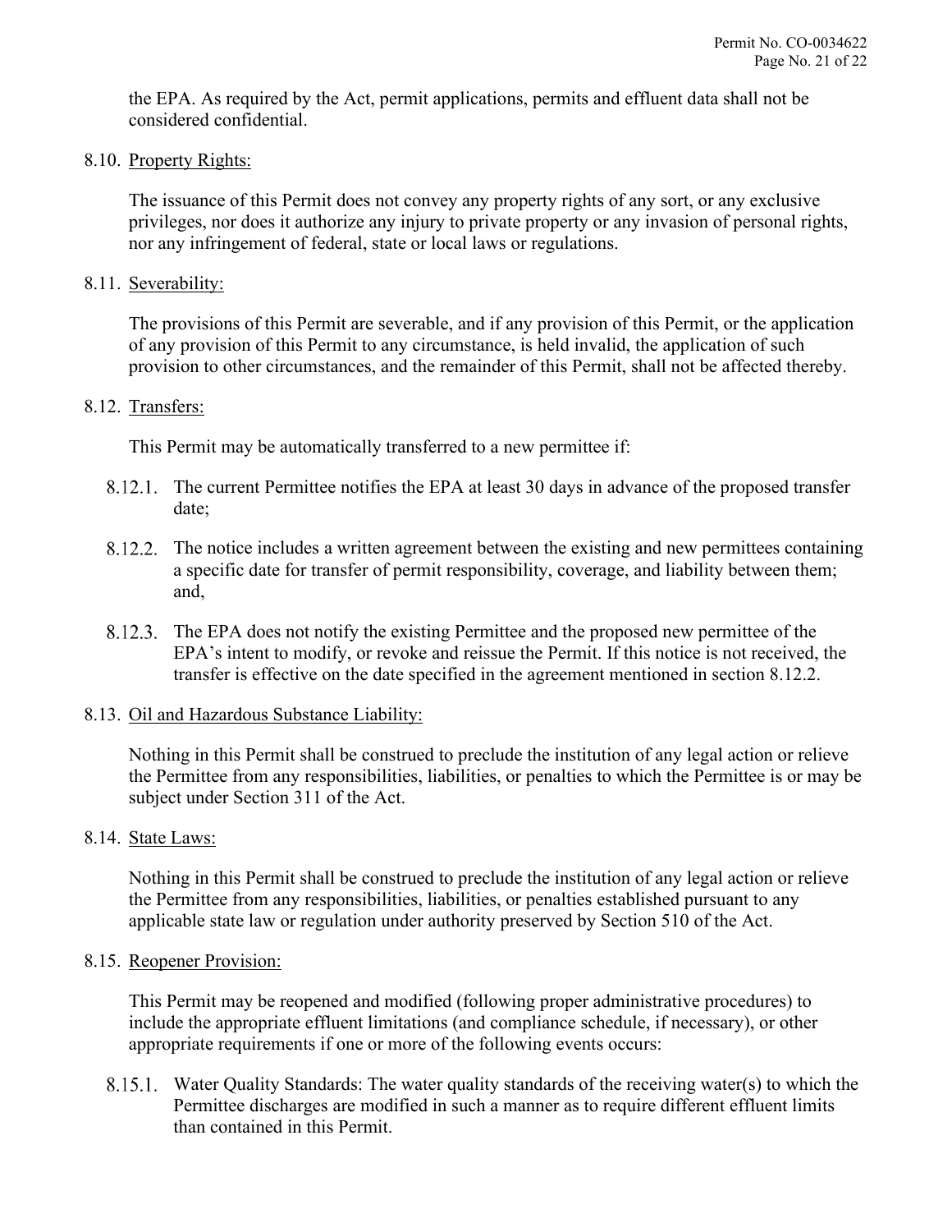the EPA. As required by the Act, permit applications, permits and effluent data shall not be considered confidential.

8.10. Property Rights:

The issuance of this Permit does not convey any property rights of any sort, or any exclusive privileges, nor does it authorize any injury to private property or any invasion of personal rights, nor any infringement of federal, state or local laws or regulations.

8.11. Severability:

The provisions of this Permit are severable, and if any provision of this Permit, or the application of any provision of this Permit to any circumstance, is held invalid, the application of such provision to other circumstances, and the remainder of this Permit, shall not be affected thereby.

8.12. Transfers:

This Permit may be automatically transferred to a new permittee if:

8.12.1. The current Permittee notifies the EPA at least 30 days in advance of the proposed transfer date;

8.12.2. The notice includes a written agreement between the existing and new permittees containing a specific date for transfer of permit responsibility, coverage, and liability between them; and,

8.12.3. The EPA does not notify the existing Permittee and the proposed new permittee of the EPA's intent to modify, or revoke and reissue the Permit. If this notice is not received, the transfer is effective on the date specified in the agreement mentioned in section 8.12.2.

8.13. Oil and Hazardous Substance Liability:

Nothing in this Permit shall be construed to preclude the institution of any legal action or relieve the Permittee from any responsibilities, liabilities, or penalties to which the Permittee is or may be subject under Section 311 of the Act.

8.14. State Laws:

Nothing in this Permit shall be construed to preclude the institution of any legal action or relieve the Permittee from any responsibilities, liabilities, or penalties established pursuant to any applicable state law or regulation under authority preserved by Section 510 of the Act.

8.15. Reopener Provision:

This Permit may be reopened and modified (following proper administrative procedures) to include the appropriate effluent limitations (and compliance schedule, if necessary), or other appropriate requirements if one or more of the following events occurs:

8.15.1. Water Quality Standards: The water quality standards of the receiving water(s) to which the Permittee discharges are modified in such a manner as to require different effluent limits than contained in this Permit.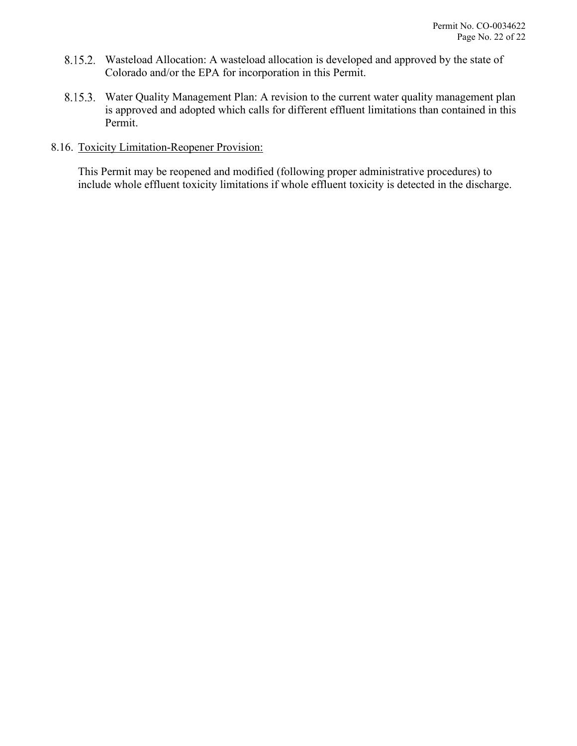8.15.2. Wasteload Allocation: A wasteload allocation is developed and approved by the state of Colorado and/or the EPA for incorporation in this Permit.

8.15.3. Water Quality Management Plan: A revision to the current water quality management plan is approved and adopted which calls for different effluent limitations than contained in this Permit.

8.16. Toxicity Limitation-Reopener Provision:

This Permit may be reopened and modified (following proper administrative procedures) to include whole effluent toxicity limitations if whole effluent toxicity is detected in the discharge.